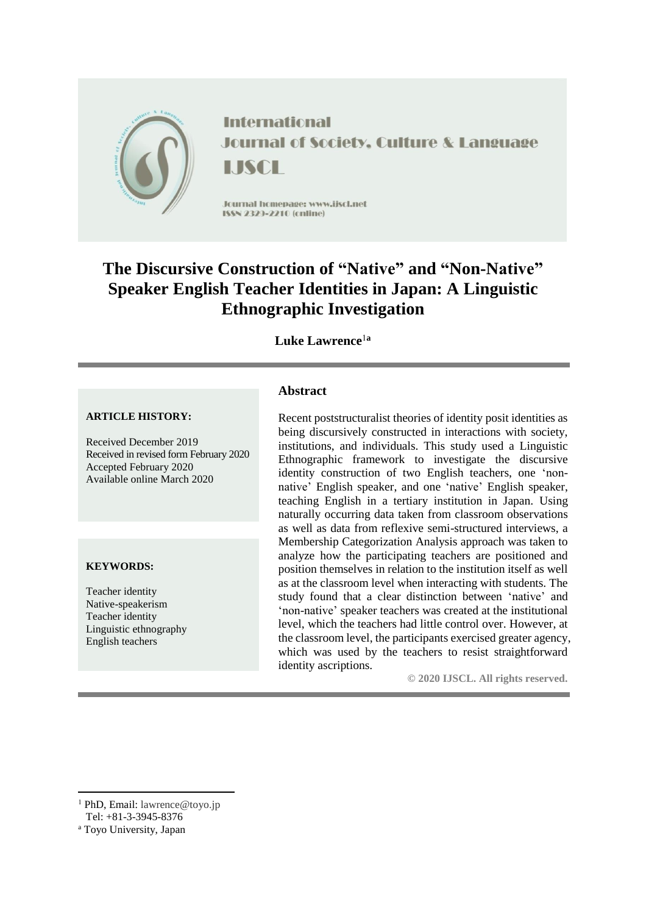International Journal of Society, Culture & Language

IJSCL

Journal homepage: www.ijscl.net

ISSN 2329-2210 (online)

# The Discursive Construction of "Native" and "Non-Native" Speaker English Teacher Identities in Japan: A Linguistic Ethnographic Investigation

**Luke Lawrence**[1a]

**ARTICLE HISTORY:**

Received December 2019
Received in revised form February 2020
Accepted February 2020
Available online March 2020

**KEYWORDS:**

Teacher identity
Native-speakerism
Teacher identity
Linguistic ethnography
English teachers

## Abstract

Recent poststructuralist theories of identity posit identities as being discursively constructed in interactions with society, institutions, and individuals. This study used a Linguistic Ethnographic framework to investigate the discursive identity construction of two English teachers, one 'non-native' English speaker, and one 'native' English speaker, teaching English in a tertiary institution in Japan. Using naturally occurring data taken from classroom observations as well as data from reflexive semi-structured interviews, a Membership Categorization Analysis approach was taken to analyze how the participating teachers are positioned and position themselves in relation to the institution itself as well as at the classroom level when interacting with students. The study found that a clear distinction between 'native' and 'non-native' speaker teachers was created at the institutional level, which the teachers had little control over. However, at the classroom level, the participants exercised greater agency, which was used by the teachers to resist straightforward identity ascriptions.

**© 2020 IJSCL. All rights reserved.**

[1] PhD, Email: lawrence@toyo.jp
Tel: +81-3-3945-8376

[a] Toyo University, Japan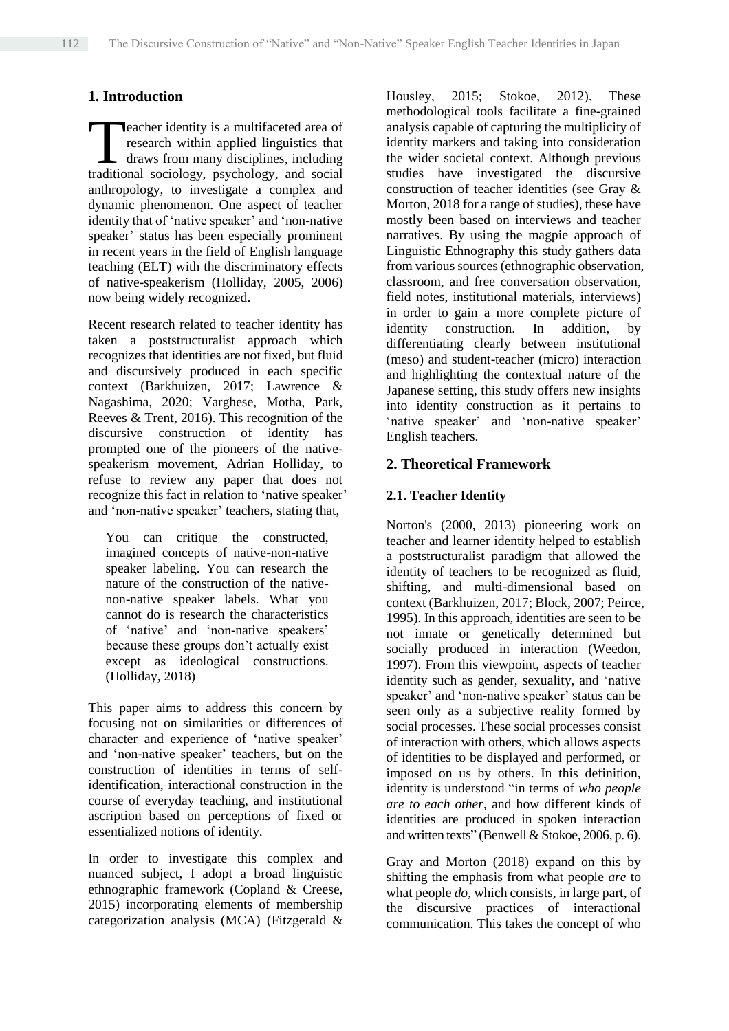## 1. Introduction

Teacher identity is a multifaceted area of research within applied linguistics that draws from many disciplines, including traditional sociology, psychology, and social anthropology, to investigate a complex and dynamic phenomenon. One aspect of teacher identity that of 'native speaker' and 'non-native speaker' status has been especially prominent in recent years in the field of English language teaching (ELT) with the discriminatory effects of native-speakerism (Holliday, 2005, 2006) now being widely recognized.

Recent research related to teacher identity has taken a poststructuralist approach which recognizes that identities are not fixed, but fluid and discursively produced in each specific context (Barkhuizen, 2017; Lawrence & Nagashima, 2020; Varghese, Motha, Park, Reeves & Trent, 2016). This recognition of the discursive construction of identity has prompted one of the pioneers of the native-speakerism movement, Adrian Holliday, to refuse to review any paper that does not recognize this fact in relation to 'native speaker' and 'non-native speaker' teachers, stating that,

> You can critique the constructed, imagined concepts of native-non-native speaker labeling. You can research the nature of the construction of the native-non-native speaker labels. What you cannot do is research the characteristics of 'native' and 'non-native speakers' because these groups don't actually exist except as ideological constructions. (Holliday, 2018)

This paper aims to address this concern by focusing not on similarities or differences of character and experience of 'native speaker' and 'non-native speaker' teachers, but on the construction of identities in terms of self-identification, interactional construction in the course of everyday teaching, and institutional ascription based on perceptions of fixed or essentialized notions of identity.

In order to investigate this complex and nuanced subject, I adopt a broad linguistic ethnographic framework (Copland & Creese, 2015) incorporating elements of membership categorization analysis (MCA) (Fitzgerald & Housley, 2015; Stokoe, 2012). These methodological tools facilitate a fine-grained analysis capable of capturing the multiplicity of identity markers and taking into consideration the wider societal context. Although previous studies have investigated the discursive construction of teacher identities (see Gray & Morton, 2018 for a range of studies), these have mostly been based on interviews and teacher narratives. By using the magpie approach of Linguistic Ethnography this study gathers data from various sources (ethnographic observation, classroom, and free conversation observation, field notes, institutional materials, interviews) in order to gain a more complete picture of identity construction. In addition, by differentiating clearly between institutional (meso) and student-teacher (micro) interaction and highlighting the contextual nature of the Japanese setting, this study offers new insights into identity construction as it pertains to 'native speaker' and 'non-native speaker' English teachers.

## 2. Theoretical Framework

### 2.1. Teacher Identity

Norton's (2000, 2013) pioneering work on teacher and learner identity helped to establish a poststructuralist paradigm that allowed the identity of teachers to be recognized as fluid, shifting, and multi-dimensional based on context (Barkhuizen, 2017; Block, 2007; Peirce, 1995). In this approach, identities are seen to be not innate or genetically determined but socially produced in interaction (Weedon, 1997). From this viewpoint, aspects of teacher identity such as gender, sexuality, and 'native speaker' and 'non-native speaker' status can be seen only as a subjective reality formed by social processes. These social processes consist of interaction with others, which allows aspects of identities to be displayed and performed, or imposed on us by others. In this definition, identity is understood "in terms of *who people are to each other*, and how different kinds of identities are produced in spoken interaction and written texts" (Benwell & Stokoe, 2006, p. 6).

Gray and Morton (2018) expand on this by shifting the emphasis from what people *are* to what people *do*, which consists, in large part, of the discursive practices of interactional communication. This takes the concept of who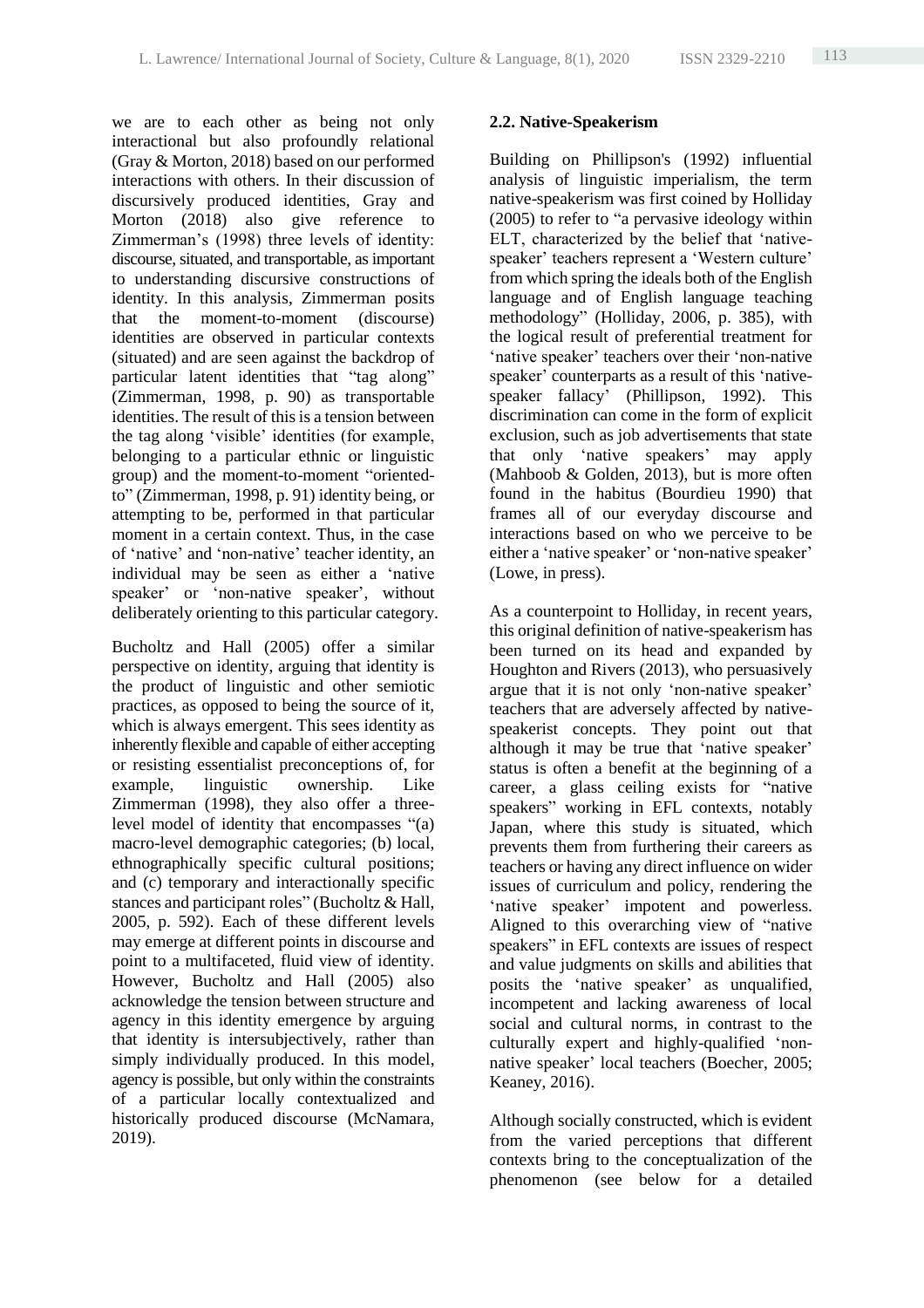we are to each other as being not only interactional but also profoundly relational (Gray & Morton, 2018) based on our performed interactions with others. In their discussion of discursively produced identities, Gray and Morton (2018) also give reference to Zimmerman's (1998) three levels of identity: discourse, situated, and transportable, as important to understanding discursive constructions of identity. In this analysis, Zimmerman posits that the moment-to-moment (discourse) identities are observed in particular contexts (situated) and are seen against the backdrop of particular latent identities that "tag along" (Zimmerman, 1998, p. 90) as transportable identities. The result of this is a tension between the tag along 'visible' identities (for example, belonging to a particular ethnic or linguistic group) and the moment-to-moment "oriented-to" (Zimmerman, 1998, p. 91) identity being, or attempting to be, performed in that particular moment in a certain context. Thus, in the case of 'native' and 'non-native' teacher identity, an individual may be seen as either a 'native speaker' or 'non-native speaker', without deliberately orienting to this particular category.

Bucholtz and Hall (2005) offer a similar perspective on identity, arguing that identity is the product of linguistic and other semiotic practices, as opposed to being the source of it, which is always emergent. This sees identity as inherently flexible and capable of either accepting or resisting essentialist preconceptions of, for example, linguistic ownership. Like Zimmerman (1998), they also offer a three-level model of identity that encompasses "(a) macro-level demographic categories; (b) local, ethnographically specific cultural positions; and (c) temporary and interactionally specific stances and participant roles" (Bucholtz & Hall, 2005, p. 592). Each of these different levels may emerge at different points in discourse and point to a multifaceted, fluid view of identity. However, Bucholtz and Hall (2005) also acknowledge the tension between structure and agency in this identity emergence by arguing that identity is intersubjectively, rather than simply individually produced. In this model, agency is possible, but only within the constraints of a particular locally contextualized and historically produced discourse (McNamara, 2019).

### 2.2. Native-Speakerism

Building on Phillipson's (1992) influential analysis of linguistic imperialism, the term native-speakerism was first coined by Holliday (2005) to refer to "a pervasive ideology within ELT, characterized by the belief that 'native-speaker' teachers represent a 'Western culture' from which spring the ideals both of the English language and of English language teaching methodology" (Holliday, 2006, p. 385), with the logical result of preferential treatment for 'native speaker' teachers over their 'non-native speaker' counterparts as a result of this 'native-speaker fallacy' (Phillipson, 1992). This discrimination can come in the form of explicit exclusion, such as job advertisements that state that only 'native speakers' may apply (Mahboob & Golden, 2013), but is more often found in the habitus (Bourdieu 1990) that frames all of our everyday discourse and interactions based on who we perceive to be either a 'native speaker' or 'non-native speaker' (Lowe, in press).

As a counterpoint to Holliday, in recent years, this original definition of native-speakerism has been turned on its head and expanded by Houghton and Rivers (2013), who persuasively argue that it is not only 'non-native speaker' teachers that are adversely affected by native-speakerist concepts. They point out that although it may be true that 'native speaker' status is often a benefit at the beginning of a career, a glass ceiling exists for "native speakers" working in EFL contexts, notably Japan, where this study is situated, which prevents them from furthering their careers as teachers or having any direct influence on wider issues of curriculum and policy, rendering the 'native speaker' impotent and powerless. Aligned to this overarching view of "native speakers" in EFL contexts are issues of respect and value judgments on skills and abilities that posits the 'native speaker' as unqualified, incompetent and lacking awareness of local social and cultural norms, in contrast to the culturally expert and highly-qualified 'non-native speaker' local teachers (Boecher, 2005; Keaney, 2016).

Although socially constructed, which is evident from the varied perceptions that different contexts bring to the conceptualization of the phenomenon (see below for a detailed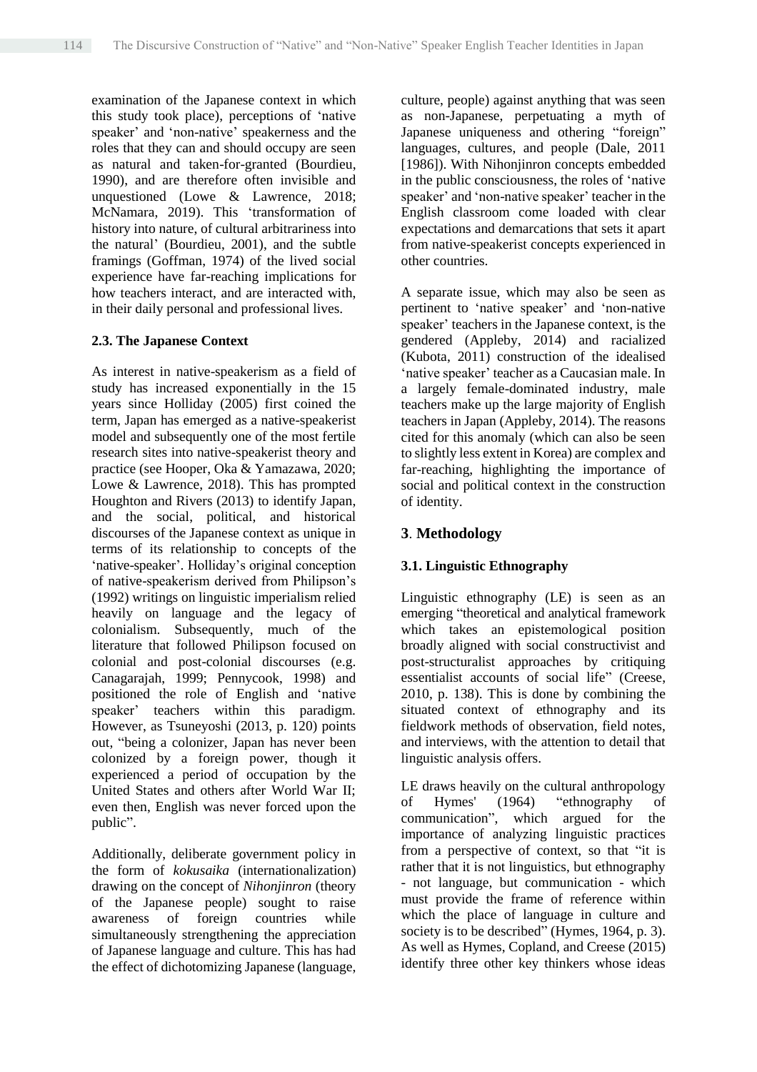examination of the Japanese context in which this study took place), perceptions of 'native speaker' and 'non-native' speakerness and the roles that they can and should occupy are seen as natural and taken-for-granted (Bourdieu, 1990), and are therefore often invisible and unquestioned (Lowe & Lawrence, 2018; McNamara, 2019). This 'transformation of history into nature, of cultural arbitrariness into the natural' (Bourdieu, 2001), and the subtle framings (Goffman, 1974) of the lived social experience have far-reaching implications for how teachers interact, and are interacted with, in their daily personal and professional lives.

### 2.3. The Japanese Context

As interest in native-speakerism as a field of study has increased exponentially in the 15 years since Holliday (2005) first coined the term, Japan has emerged as a native-speakerist model and subsequently one of the most fertile research sites into native-speakerist theory and practice (see Hooper, Oka & Yamazawa, 2020; Lowe & Lawrence, 2018). This has prompted Houghton and Rivers (2013) to identify Japan, and the social, political, and historical discourses of the Japanese context as unique in terms of its relationship to concepts of the 'native-speaker'. Holliday's original conception of native-speakerism derived from Philipson's (1992) writings on linguistic imperialism relied heavily on language and the legacy of colonialism. Subsequently, much of the literature that followed Philipson focused on colonial and post-colonial discourses (e.g. Canagarajah, 1999; Pennycook, 1998) and positioned the role of English and 'native speaker' teachers within this paradigm. However, as Tsuneyoshi (2013, p. 120) points out, "being a colonizer, Japan has never been colonized by a foreign power, though it experienced a period of occupation by the United States and others after World War II; even then, English was never forced upon the public".

Additionally, deliberate government policy in the form of *kokusaika* (internationalization) drawing on the concept of *Nihonjinron* (theory of the Japanese people) sought to raise awareness of foreign countries while simultaneously strengthening the appreciation of Japanese language and culture. This has had the effect of dichotomizing Japanese (language, culture, people) against anything that was seen as non-Japanese, perpetuating a myth of Japanese uniqueness and othering "foreign" languages, cultures, and people (Dale, 2011 [1986]). With Nihonjinron concepts embedded in the public consciousness, the roles of 'native speaker' and 'non-native speaker' teacher in the English classroom come loaded with clear expectations and demarcations that sets it apart from native-speakerist concepts experienced in other countries.

A separate issue, which may also be seen as pertinent to 'native speaker' and 'non-native speaker' teachers in the Japanese context, is the gendered (Appleby, 2014) and racialized (Kubota, 2011) construction of the idealised 'native speaker' teacher as a Caucasian male. In a largely female-dominated industry, male teachers make up the large majority of English teachers in Japan (Appleby, 2014). The reasons cited for this anomaly (which can also be seen to slightly less extent in Korea) are complex and far-reaching, highlighting the importance of social and political context in the construction of identity.

## 3. Methodology

### 3.1. Linguistic Ethnography

Linguistic ethnography (LE) is seen as an emerging "theoretical and analytical framework which takes an epistemological position broadly aligned with social constructivist and post-structuralist approaches by critiquing essentialist accounts of social life" (Creese, 2010, p. 138). This is done by combining the situated context of ethnography and its fieldwork methods of observation, field notes, and interviews, with the attention to detail that linguistic analysis offers.

LE draws heavily on the cultural anthropology of Hymes' (1964) "ethnography of communication", which argued for the importance of analyzing linguistic practices from a perspective of context, so that "it is rather that it is not linguistics, but ethnography - not language, but communication - which must provide the frame of reference within which the place of language in culture and society is to be described" (Hymes, 1964, p. 3). As well as Hymes, Copland, and Creese (2015) identify three other key thinkers whose ideas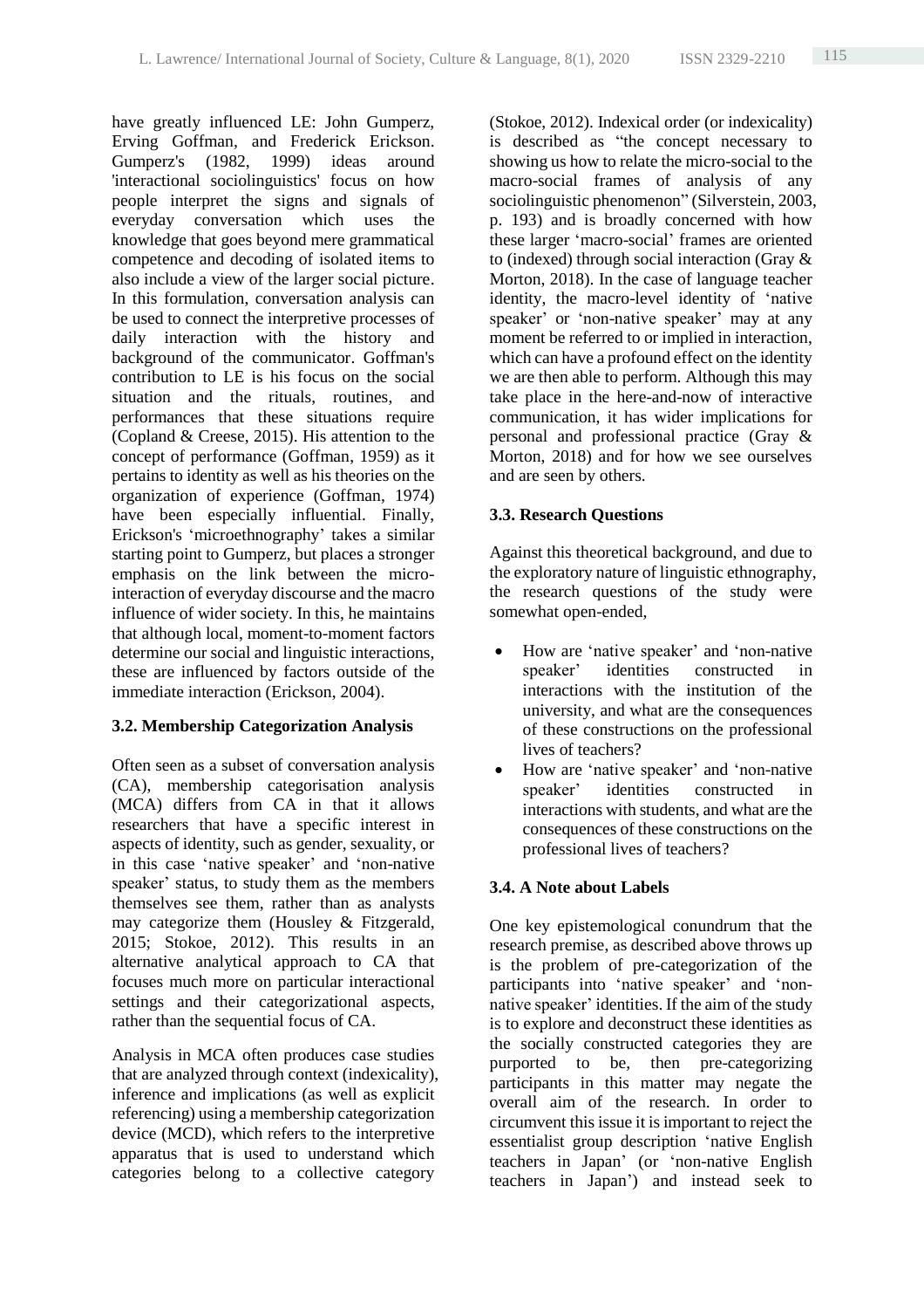have greatly influenced LE: John Gumperz, Erving Goffman, and Frederick Erickson. Gumperz's (1982, 1999) ideas around 'interactional sociolinguistics' focus on how people interpret the signs and signals of everyday conversation which uses the knowledge that goes beyond mere grammatical competence and decoding of isolated items to also include a view of the larger social picture. In this formulation, conversation analysis can be used to connect the interpretive processes of daily interaction with the history and background of the communicator. Goffman's contribution to LE is his focus on the social situation and the rituals, routines, and performances that these situations require (Copland & Creese, 2015). His attention to the concept of performance (Goffman, 1959) as it pertains to identity as well as his theories on the organization of experience (Goffman, 1974) have been especially influential. Finally, Erickson's 'microethnography' takes a similar starting point to Gumperz, but places a stronger emphasis on the link between the micro-interaction of everyday discourse and the macro influence of wider society. In this, he maintains that although local, moment-to-moment factors determine our social and linguistic interactions, these are influenced by factors outside of the immediate interaction (Erickson, 2004).

### 3.2. Membership Categorization Analysis

Often seen as a subset of conversation analysis (CA), membership categorisation analysis (MCA) differs from CA in that it allows researchers that have a specific interest in aspects of identity, such as gender, sexuality, or in this case 'native speaker' and 'non-native speaker' status, to study them as the members themselves see them, rather than as analysts may categorize them (Housley & Fitzgerald, 2015; Stokoe, 2012). This results in an alternative analytical approach to CA that focuses much more on particular interactional settings and their categorizational aspects, rather than the sequential focus of CA.

Analysis in MCA often produces case studies that are analyzed through context (indexicality), inference and implications (as well as explicit referencing) using a membership categorization device (MCD), which refers to the interpretive apparatus that is used to understand which categories belong to a collective category (Stokoe, 2012). Indexical order (or indexicality) is described as "the concept necessary to showing us how to relate the micro-social to the macro-social frames of analysis of any sociolinguistic phenomenon" (Silverstein, 2003, p. 193) and is broadly concerned with how these larger 'macro-social' frames are oriented to (indexed) through social interaction (Gray & Morton, 2018). In the case of language teacher identity, the macro-level identity of 'native speaker' or 'non-native speaker' may at any moment be referred to or implied in interaction, which can have a profound effect on the identity we are then able to perform. Although this may take place in the here-and-now of interactive communication, it has wider implications for personal and professional practice (Gray & Morton, 2018) and for how we see ourselves and are seen by others.

### 3.3. Research Questions

Against this theoretical background, and due to the exploratory nature of linguistic ethnography, the research questions of the study were somewhat open-ended,

- How are 'native speaker' and 'non-native speaker' identities constructed in interactions with the institution of the university, and what are the consequences of these constructions on the professional lives of teachers?
- How are 'native speaker' and 'non-native speaker' identities constructed in interactions with students, and what are the consequences of these constructions on the professional lives of teachers?

### 3.4. A Note about Labels

One key epistemological conundrum that the research premise, as described above throws up is the problem of pre-categorization of the participants into 'native speaker' and 'non-native speaker' identities. If the aim of the study is to explore and deconstruct these identities as the socially constructed categories they are purported to be, then pre-categorizing participants in this matter may negate the overall aim of the research. In order to circumvent this issue it is important to reject the essentialist group description 'native English teachers in Japan' (or 'non-native English teachers in Japan') and instead seek to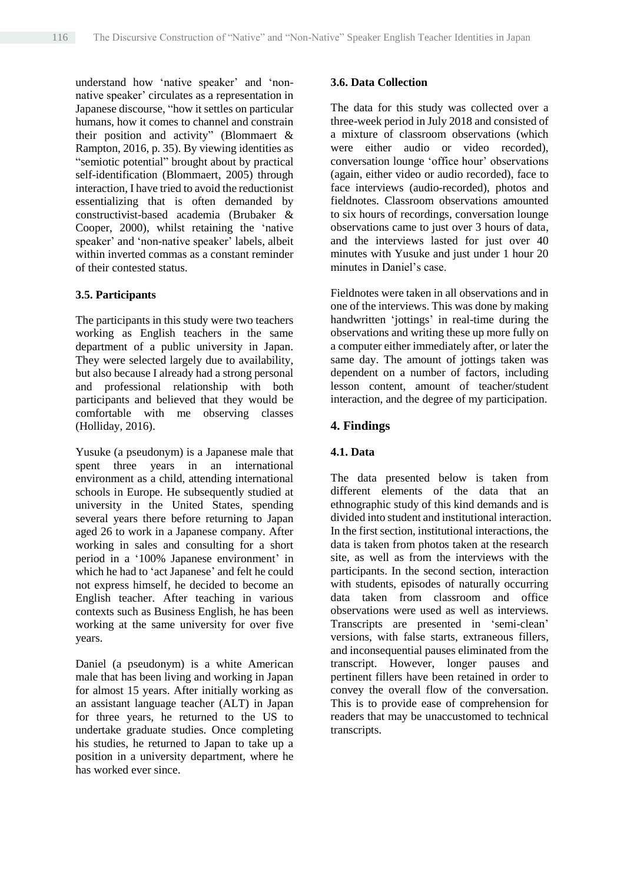understand how 'native speaker' and 'non-native speaker' circulates as a representation in Japanese discourse, "how it settles on particular humans, how it comes to channel and constrain their position and activity" (Blommaert & Rampton, 2016, p. 35). By viewing identities as "semiotic potential" brought about by practical self-identification (Blommaert, 2005) through interaction, I have tried to avoid the reductionist essentializing that is often demanded by constructivist-based academia (Brubaker & Cooper, 2000), whilst retaining the 'native speaker' and 'non-native speaker' labels, albeit within inverted commas as a constant reminder of their contested status.

### 3.5. Participants

The participants in this study were two teachers working as English teachers in the same department of a public university in Japan. They were selected largely due to availability, but also because I already had a strong personal and professional relationship with both participants and believed that they would be comfortable with me observing classes (Holliday, 2016).

Yusuke (a pseudonym) is a Japanese male that spent three years in an international environment as a child, attending international schools in Europe. He subsequently studied at university in the United States, spending several years there before returning to Japan aged 26 to work in a Japanese company. After working in sales and consulting for a short period in a '100% Japanese environment' in which he had to 'act Japanese' and felt he could not express himself, he decided to become an English teacher. After teaching in various contexts such as Business English, he has been working at the same university for over five years.

Daniel (a pseudonym) is a white American male that has been living and working in Japan for almost 15 years. After initially working as an assistant language teacher (ALT) in Japan for three years, he returned to the US to undertake graduate studies. Once completing his studies, he returned to Japan to take up a position in a university department, where he has worked ever since.

### 3.6. Data Collection

The data for this study was collected over a three-week period in July 2018 and consisted of a mixture of classroom observations (which were either audio or video recorded), conversation lounge 'office hour' observations (again, either video or audio recorded), face to face interviews (audio-recorded), photos and fieldnotes. Classroom observations amounted to six hours of recordings, conversation lounge observations came to just over 3 hours of data, and the interviews lasted for just over 40 minutes with Yusuke and just under 1 hour 20 minutes in Daniel's case.

Fieldnotes were taken in all observations and in one of the interviews. This was done by making handwritten 'jottings' in real-time during the observations and writing these up more fully on a computer either immediately after, or later the same day. The amount of jottings taken was dependent on a number of factors, including lesson content, amount of teacher/student interaction, and the degree of my participation.

## 4. Findings

### 4.1. Data

The data presented below is taken from different elements of the data that an ethnographic study of this kind demands and is divided into student and institutional interaction. In the first section, institutional interactions, the data is taken from photos taken at the research site, as well as from the interviews with the participants. In the second section, interaction with students, episodes of naturally occurring data taken from classroom and office observations were used as well as interviews. Transcripts are presented in 'semi-clean' versions, with false starts, extraneous fillers, and inconsequential pauses eliminated from the transcript. However, longer pauses and pertinent fillers have been retained in order to convey the overall flow of the conversation. This is to provide ease of comprehension for readers that may be unaccustomed to technical transcripts.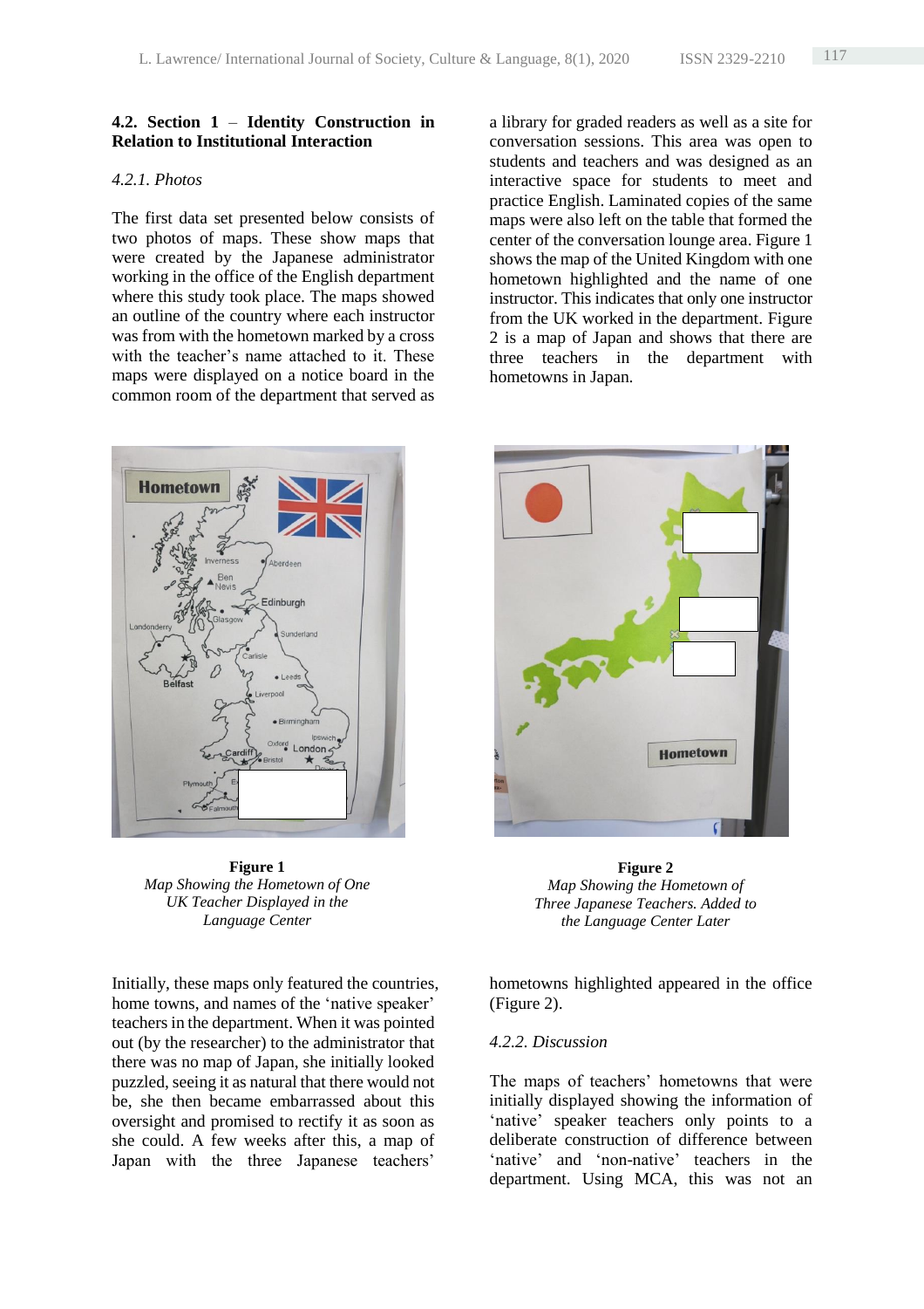### 4.2. Section 1 – Identity Construction in Relation to Institutional Interaction

#### *4.2.1. Photos*

The first data set presented below consists of two photos of maps. These show maps that were created by the Japanese administrator working in the office of the English department where this study took place. The maps showed an outline of the country where each instructor was from with the hometown marked by a cross with the teacher's name attached to it. These maps were displayed on a notice board in the common room of the department that served as a library for graded readers as well as a site for conversation sessions. This area was open to students and teachers and was designed as an interactive space for students to meet and practice English. Laminated copies of the same maps were also left on the table that formed the center of the conversation lounge area. Figure 1 shows the map of the United Kingdom with one hometown highlighted and the name of one instructor. This indicates that only one instructor from the UK worked in the department. Figure 2 is a map of Japan and shows that there are three teachers in the department with hometowns in Japan.

**Figure 1**
*Map Showing the Hometown of One UK Teacher Displayed in the Language Center*

**Figure 2**
*Map Showing the Hometown of Three Japanese Teachers. Added to the Language Center Later*

Initially, these maps only featured the countries, home towns, and names of the 'native speaker' teachers in the department. When it was pointed out (by the researcher) to the administrator that there was no map of Japan, she initially looked puzzled, seeing it as natural that there would not be, she then became embarrassed about this oversight and promised to rectify it as soon as she could. A few weeks after this, a map of Japan with the three Japanese teachers' hometowns highlighted appeared in the office (Figure 2).

#### *4.2.2. Discussion*

The maps of teachers' hometowns that were initially displayed showing the information of 'native' speaker teachers only points to a deliberate construction of difference between 'native' and 'non-native' teachers in the department. Using MCA, this was not an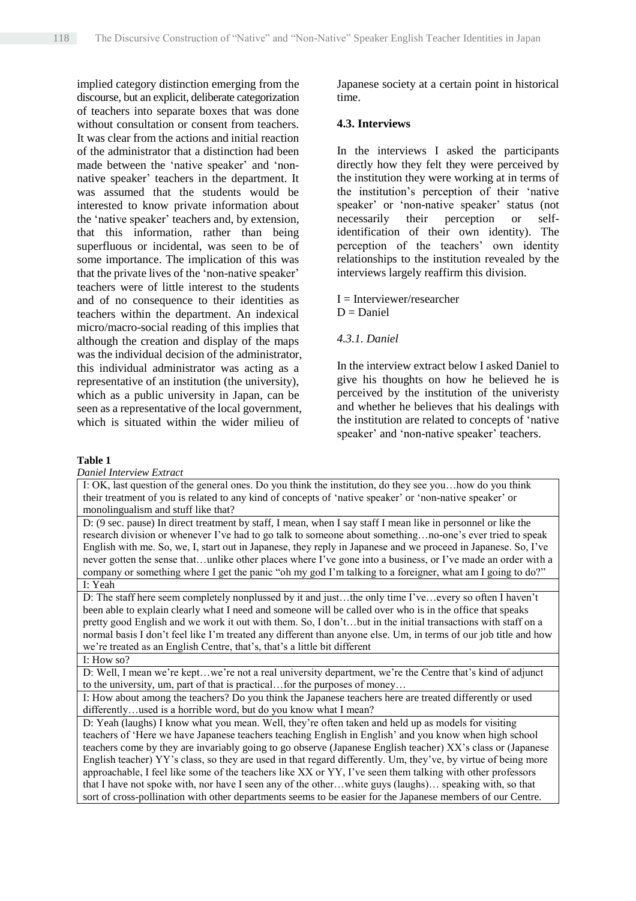implied category distinction emerging from the discourse, but an explicit, deliberate categorization of teachers into separate boxes that was done without consultation or consent from teachers. It was clear from the actions and initial reaction of the administrator that a distinction had been made between the 'native speaker' and 'non-native speaker' teachers in the department. It was assumed that the students would be interested to know private information about the 'native speaker' teachers and, by extension, that this information, rather than being superfluous or incidental, was seen to be of some importance. The implication of this was that the private lives of the 'non-native speaker' teachers were of little interest to the students and of no consequence to their identities as teachers within the department. An indexical micro/macro-social reading of this implies that although the creation and display of the maps was the individual decision of the administrator, this individual administrator was acting as a representative of an institution (the university), which as a public university in Japan, can be seen as a representative of the local government, which is situated within the wider milieu of Japanese society at a certain point in historical time.

### 4.3. Interviews

In the interviews I asked the participants directly how they felt they were perceived by the institution they were working at in terms of the institution's perception of their 'native speaker' or 'non-native speaker' status (not necessarily their perception or self-identification of their own identity). The perception of the teachers' own identity relationships to the institution revealed by the interviews largely reaffirm this division.

I = Interviewer/researcher
D = Daniel

#### *4.3.1. Daniel*

In the interview extract below I asked Daniel to give his thoughts on how he believed he is perceived by the institution of the univeristy and whether he believes that his dealings with the institution are related to concepts of 'native speaker' and 'non-native speaker' teachers.

**Table 1**
*Daniel Interview Extract*

| |
|---|
| I: OK, last question of the general ones. Do you think the institution, do they see you…how do you think their treatment of you is related to any kind of concepts of 'native speaker' or 'non-native speaker' or monolingualism and stuff like that? |
| D: (9 sec. pause) In direct treatment by staff, I mean, when I say staff I mean like in personnel or like the research division or whenever I've had to go talk to someone about something…no-one's ever tried to speak English with me. So, we, I, start out in Japanese, they reply in Japanese and we proceed in Japanese. So, I've never gotten the sense that…unlike other places where I've gone into a business, or I've made an order with a company or something where I get the panic "oh my god I'm talking to a foreigner, what am I going to do?" |
| I: Yeah |
| D: The staff here seem completely nonplussed by it and just…the only time I've…every so often I haven't been able to explain clearly what I need and someone will be called over who is in the office that speaks pretty good English and we work it out with them. So, I don't…but in the initial transactions with staff on a normal basis I don't feel like I'm treated any different than anyone else. Um, in terms of our job title and how we're treated as an English Centre, that's, that's a little bit different |
| I: How so? |
| D: Well, I mean we're kept…we're not a real university department, we're the Centre that's kind of adjunct to the university, um, part of that is practical…for the purposes of money… |
| I: How about among the teachers? Do you think the Japanese teachers here are treated differently or used differently…used is a horrible word, but do you know what I mean? |
| D: Yeah (laughs) I know what you mean. Well, they're often taken and held up as models for visiting teachers of 'Here we have Japanese teachers teaching English in English' and you know when high school teachers come by they are invariably going to go observe (Japanese English teacher) XX's class or (Japanese English teacher) YY's class, so they are used in that regard differently. Um, they've, by virtue of being more approachable, I feel like some of the teachers like XX or YY, I've seen them talking with other professors that I have not spoke with, nor have I seen any of the other…white guys (laughs)… speaking with, so that sort of cross-pollination with other departments seems to be easier for the Japanese members of our Centre. |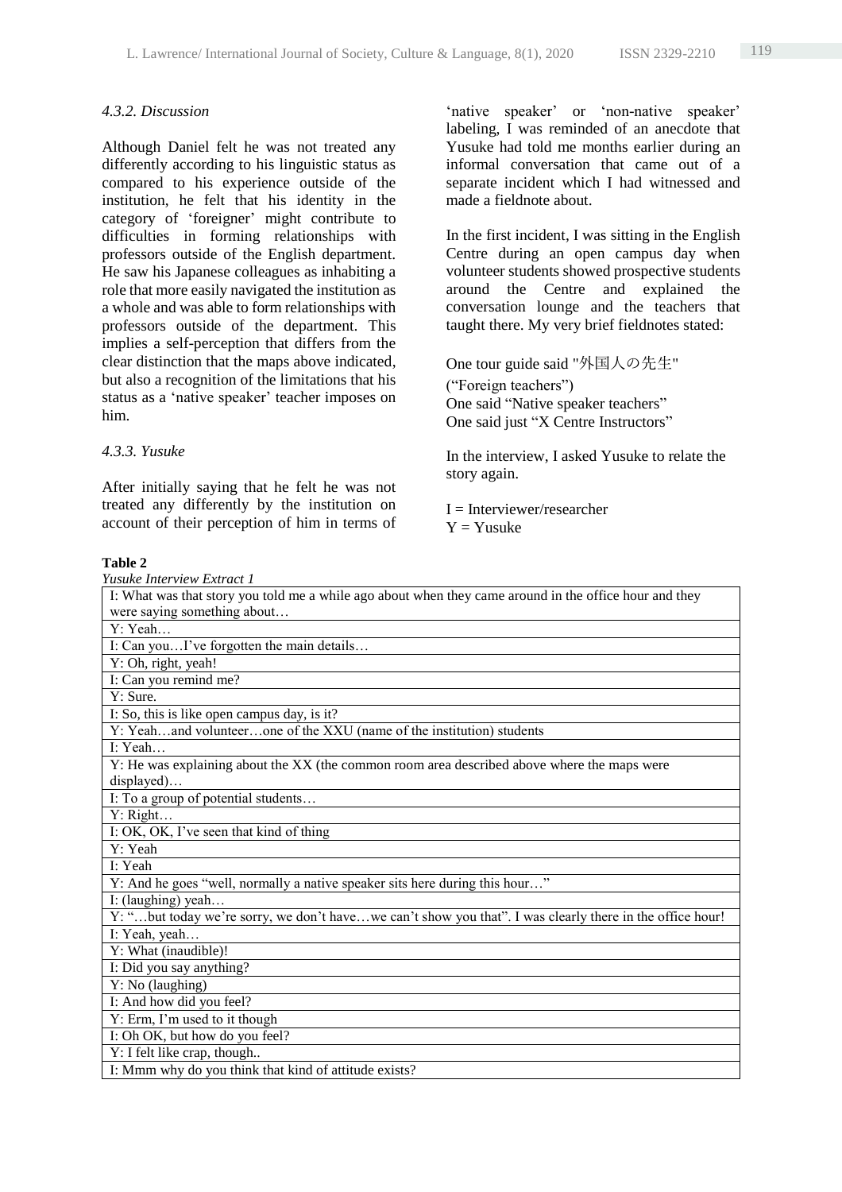#### 4.3.2. Discussion

Although Daniel felt he was not treated any differently according to his linguistic status as compared to his experience outside of the institution, he felt that his identity in the category of 'foreigner' might contribute to difficulties in forming relationships with professors outside of the English department. He saw his Japanese colleagues as inhabiting a role that more easily navigated the institution as a whole and was able to form relationships with professors outside of the department. This implies a self-perception that differs from the clear distinction that the maps above indicated, but also a recognition of the limitations that his status as a 'native speaker' teacher imposes on him.

#### 4.3.3. Yusuke

After initially saying that he felt he was not treated any differently by the institution on account of their perception of him in terms of 'native speaker' or 'non-native speaker' labeling, I was reminded of an anecdote that Yusuke had told me months earlier during an informal conversation that came out of a separate incident which I had witnessed and made a fieldnote about.

In the first incident, I was sitting in the English Centre during an open campus day when volunteer students showed prospective students around the Centre and explained the conversation lounge and the teachers that taught there. My very brief fieldnotes stated:

One tour guide said "外国人の先生" ("Foreign teachers")
One said "Native speaker teachers"
One said just "X Centre Instructors"

In the interview, I asked Yusuke to relate the story again.

I = Interviewer/researcher
Y = Yusuke

**Table 2**
*Yusuke Interview Extract 1*

| |
|---|
| I: What was that story you told me a while ago about when they came around in the office hour and they were saying something about… |
| Y: Yeah… |
| I: Can you…I've forgotten the main details… |
| Y: Oh, right, yeah! |
| I: Can you remind me? |
| Y: Sure. |
| I: So, this is like open campus day, is it? |
| Y: Yeah…and volunteer…one of the XXU (name of the institution) students |
| I: Yeah… |
| Y: He was explaining about the XX (the common room area described above where the maps were displayed)… |
| I: To a group of potential students… |
| Y: Right… |
| I: OK, OK, I've seen that kind of thing |
| Y: Yeah |
| I: Yeah |
| Y: And he goes "well, normally a native speaker sits here during this hour…" |
| I: (laughing) yeah… |
| Y: "…but today we're sorry, we don't have…we can't show you that". I was clearly there in the office hour! |
| I: Yeah, yeah… |
| Y: What (inaudible)! |
| I: Did you say anything? |
| Y: No (laughing) |
| I: And how did you feel? |
| Y: Erm, I'm used to it though |
| I: Oh OK, but how do you feel? |
| Y: I felt like crap, though.. |
| I: Mmm why do you think that kind of attitude exists? |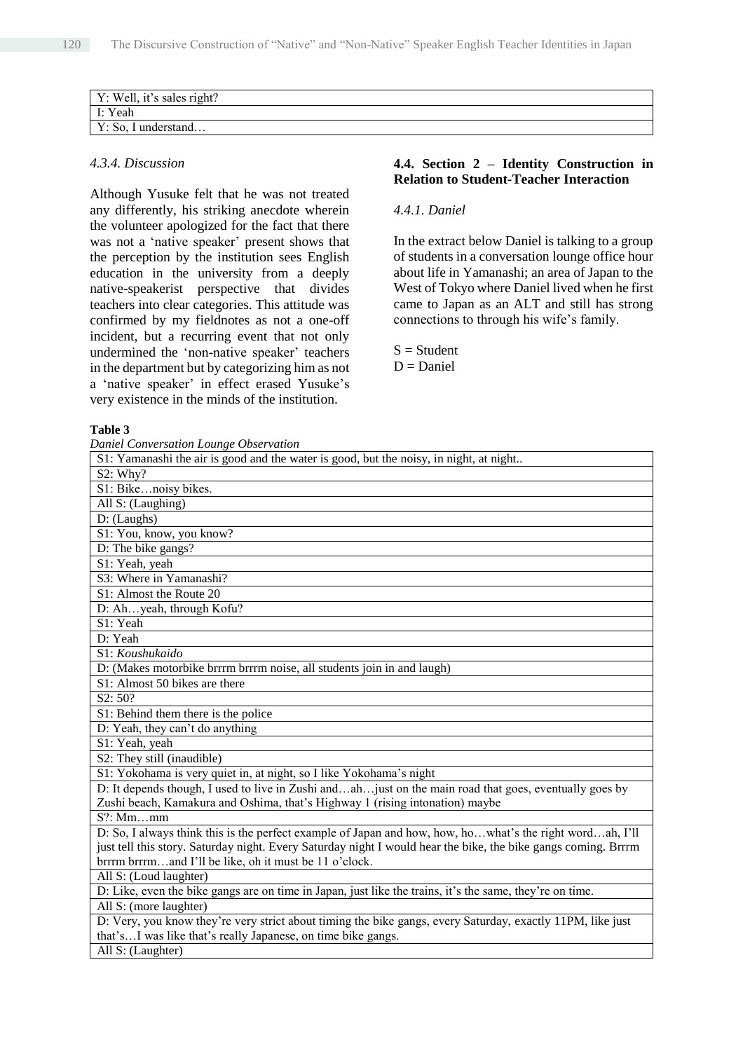| Y: Well, it's sales right? |
|---|
| I: Yeah |
| Y: So, I understand… |

#### *4.3.4. Discussion*

Although Yusuke felt that he was not treated any differently, his striking anecdote wherein the volunteer apologized for the fact that there was not a 'native speaker' present shows that the perception by the institution sees English education in the university from a deeply native-speakerist perspective that divides teachers into clear categories. This attitude was confirmed by my fieldnotes as not a one-off incident, but a recurring event that not only undermined the 'non-native speaker' teachers in the department but by categorizing him as not a 'native speaker' in effect erased Yusuke's very existence in the minds of the institution.

### 4.4. Section 2 – Identity Construction in Relation to Student-Teacher Interaction

#### *4.4.1. Daniel*

In the extract below Daniel is talking to a group of students in a conversation lounge office hour about life in Yamanashi; an area of Japan to the West of Tokyo where Daniel lived when he first came to Japan as an ALT and still has strong connections to through his wife's family.

S = Student
D = Daniel

**Table 3**
*Daniel Conversation Lounge Observation*

| S1: Yamanashi the air is good and the water is good, but the noisy, in night, at night.. |
|---|
| S2: Why? |
| S1: Bike…noisy bikes. |
| All S: (Laughing) |
| D: (Laughs) |
| S1: You, know, you know? |
| D: The bike gangs? |
| S1: Yeah, yeah |
| S3: Where in Yamanashi? |
| S1: Almost the Route 20 |
| D: Ah…yeah, through Kofu? |
| S1: Yeah |
| D: Yeah |
| S1: *Koushukaido* |
| D: (Makes motorbike brrrm brrrm noise, all students join in and laugh) |
| S1: Almost 50 bikes are there |
| S2: 50? |
| S1: Behind them there is the police |
| D: Yeah, they can't do anything |
| S1: Yeah, yeah |
| S2: They still (inaudible) |
| S1: Yokohama is very quiet in, at night, so I like Yokohama's night |
| D: It depends though, I used to live in Zushi and…ah…just on the main road that goes, eventually goes by Zushi beach, Kamakura and Oshima, that's Highway 1 (rising intonation) maybe |
| S?: Mm…mm |
| D: So, I always think this is the perfect example of Japan and how, how, ho…what's the right word…ah, I'll just tell this story. Saturday night. Every Saturday night I would hear the bike, the bike gangs coming. Brrrm brrrm…and I'll be like, oh it must be 11 o'clock. |
| All S: (Loud laughter) |
| D: Like, even the bike gangs are on time in Japan, just like the trains, it's the same, they're on time. |
| All S: (more laughter) |
| D: Very, you know they're very strict about timing the bike gangs, every Saturday, exactly 11PM, like just that's…I was like that's really Japanese, on time bike gangs. |
| All S: (Laughter) |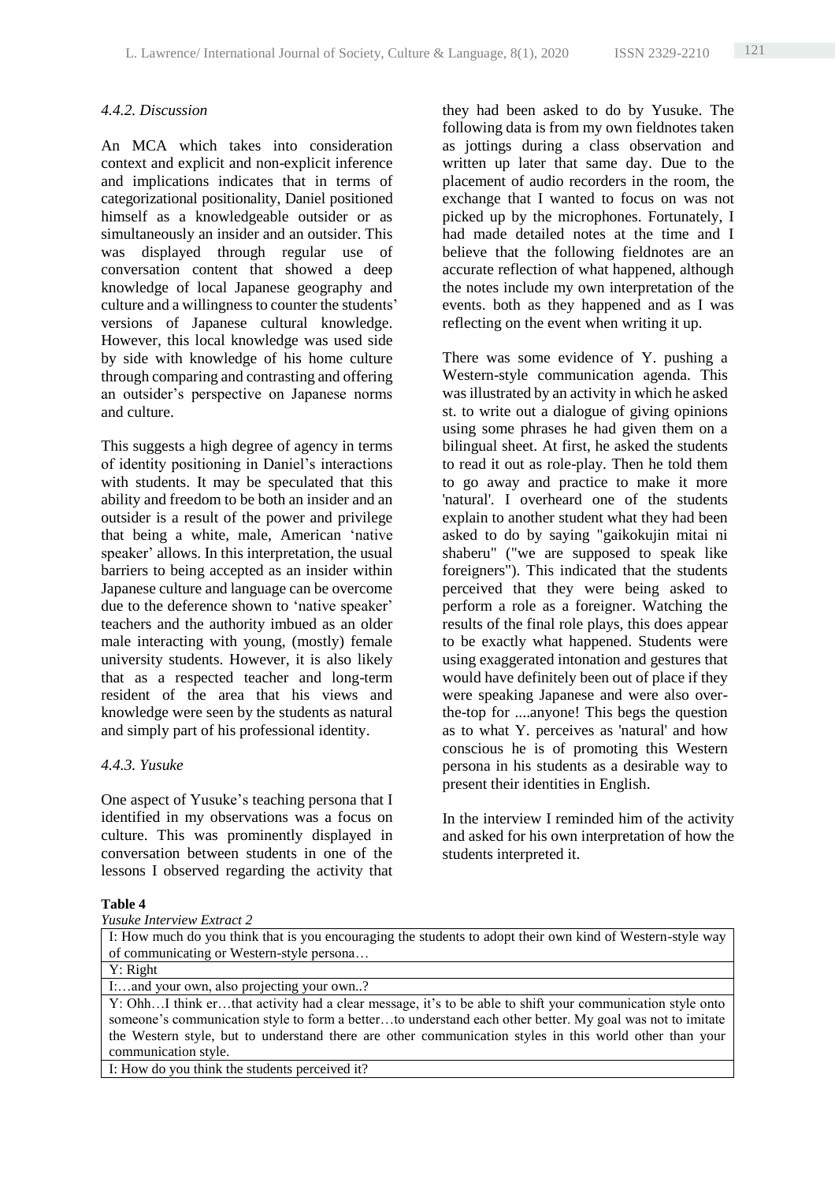#### *4.4.2. Discussion*

An MCA which takes into consideration context and explicit and non-explicit inference and implications indicates that in terms of categorizational positionality, Daniel positioned himself as a knowledgeable outsider or as simultaneously an insider and an outsider. This was displayed through regular use of conversation content that showed a deep knowledge of local Japanese geography and culture and a willingness to counter the students' versions of Japanese cultural knowledge. However, this local knowledge was used side by side with knowledge of his home culture through comparing and contrasting and offering an outsider's perspective on Japanese norms and culture.

This suggests a high degree of agency in terms of identity positioning in Daniel's interactions with students. It may be speculated that this ability and freedom to be both an insider and an outsider is a result of the power and privilege that being a white, male, American 'native speaker' allows. In this interpretation, the usual barriers to being accepted as an insider within Japanese culture and language can be overcome due to the deference shown to 'native speaker' teachers and the authority imbued as an older male interacting with young, (mostly) female university students. However, it is also likely that as a respected teacher and long-term resident of the area that his views and knowledge were seen by the students as natural and simply part of his professional identity.

#### *4.4.3. Yusuke*

One aspect of Yusuke's teaching persona that I identified in my observations was a focus on culture. This was prominently displayed in conversation between students in one of the lessons I observed regarding the activity that they had been asked to do by Yusuke. The following data is from my own fieldnotes taken as jottings during a class observation and written up later that same day. Due to the placement of audio recorders in the room, the exchange that I wanted to focus on was not picked up by the microphones. Fortunately, I had made detailed notes at the time and I believe that the following fieldnotes are an accurate reflection of what happened, although the notes include my own interpretation of the events. both as they happened and as I was reflecting on the event when writing it up.

There was some evidence of Y. pushing a Western-style communication agenda. This was illustrated by an activity in which he asked st. to write out a dialogue of giving opinions using some phrases he had given them on a bilingual sheet. At first, he asked the students to read it out as role-play. Then he told them to go away and practice to make it more 'natural'. I overheard one of the students explain to another student what they had been asked to do by saying "gaikokujin mitai ni shaberu" ("we are supposed to speak like foreigners"). This indicated that the students perceived that they were being asked to perform a role as a foreigner. Watching the results of the final role plays, this does appear to be exactly what happened. Students were using exaggerated intonation and gestures that would have definitely been out of place if they were speaking Japanese and were also over-the-top for ....anyone! This begs the question as to what Y. perceives as 'natural' and how conscious he is of promoting this Western persona in his students as a desirable way to present their identities in English.

In the interview I reminded him of the activity and asked for his own interpretation of how the students interpreted it.

**Table 4**

*Yusuke Interview Extract 2*

| |
|---|
| I: How much do you think that is you encouraging the students to adopt their own kind of Western-style way of communicating or Western-style persona… |
| Y: Right |
| I:…and your own, also projecting your own..? |
| Y: Ohh…I think er…that activity had a clear message, it's to be able to shift your communication style onto someone's communication style to form a better…to understand each other better. My goal was not to imitate the Western style, but to understand there are other communication styles in this world other than your communication style. |
| I: How do you think the students perceived it? |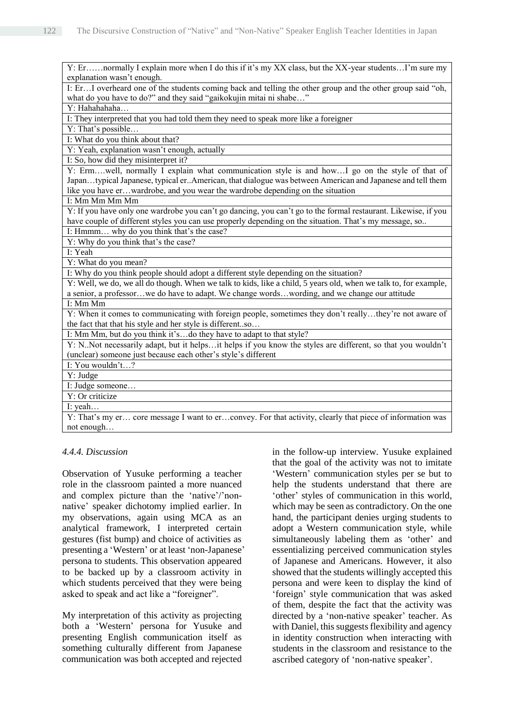| |
|---|
| Y: Er……normally I explain more when I do this if it's my XX class, but the XX-year students…I'm sure my explanation wasn't enough. |
| I: Er…I overheard one of the students coming back and telling the other group and the other group said "oh, what do you have to do?" and they said "gaikokujin mitai ni shabe…" |
| Y: Hahahahaha… |
| I: They interpreted that you had told them they need to speak more like a foreigner |
| Y: That's possible… |
| I: What do you think about that? |
| Y: Yeah, explanation wasn't enough, actually |
| I: So, how did they misinterpret it? |
| Y: Erm….well, normally I explain what communication style is and how…I go on the style of that of Japan…typical Japanese, typical er..American, that dialogue was between American and Japanese and tell them like you have er…wardrobe, and you wear the wardrobe depending on the situation |
| I: Mm Mm Mm Mm |
| Y: If you have only one wardrobe you can't go dancing, you can't go to the formal restaurant. Likewise, if you have couple of different styles you can use properly depending on the situation. That's my message, so.. |
| I: Hmmm… why do you think that's the case? |
| Y: Why do you think that's the case? |
| I: Yeah |
| Y: What do you mean? |
| I: Why do you think people should adopt a different style depending on the situation? |
| Y: Well, we do, we all do though. When we talk to kids, like a child, 5 years old, when we talk to, for example, a senior, a professor…we do have to adapt. We change words…wording, and we change our attitude |
| I: Mm Mm |
| Y: When it comes to communicating with foreign people, sometimes they don't really…they're not aware of the fact that that his style and her style is different..so… |
| I: Mm Mm, but do you think it's…do they have to adapt to that style? |
| Y: N..Not necessarily adapt, but it helps…it helps if you know the styles are different, so that you wouldn't (unclear) someone just because each other's style's different |
| I: You wouldn't…? |
| Y: Judge |
| I: Judge someone… |
| Y: Or criticize |
| I: yeah… |
| Y: That's my er… core message I want to er…convey. For that activity, clearly that piece of information was not enough… |

#### *4.4.4. Discussion*

Observation of Yusuke performing a teacher role in the classroom painted a more nuanced and complex picture than the 'native'/'non-native' speaker dichotomy implied earlier. In my observations, again using MCA as an analytical framework, I interpreted certain gestures (fist bump) and choice of activities as presenting a 'Western' or at least 'non-Japanese' persona to students. This observation appeared to be backed up by a classroom activity in which students perceived that they were being asked to speak and act like a "foreigner".

My interpretation of this activity as projecting both a 'Western' persona for Yusuke and presenting English communication itself as something culturally different from Japanese communication was both accepted and rejected in the follow-up interview. Yusuke explained that the goal of the activity was not to imitate 'Western' communication styles per se but to help the students understand that there are 'other' styles of communication in this world, which may be seen as contradictory. On the one hand, the participant denies urging students to adopt a Western communication style, while simultaneously labeling them as 'other' and essentializing perceived communication styles of Japanese and Americans. However, it also showed that the students willingly accepted this persona and were keen to display the kind of 'foreign' style communication that was asked of them, despite the fact that the activity was directed by a 'non-native speaker' teacher. As with Daniel, this suggests flexibility and agency in identity construction when interacting with students in the classroom and resistance to the ascribed category of 'non-native speaker'.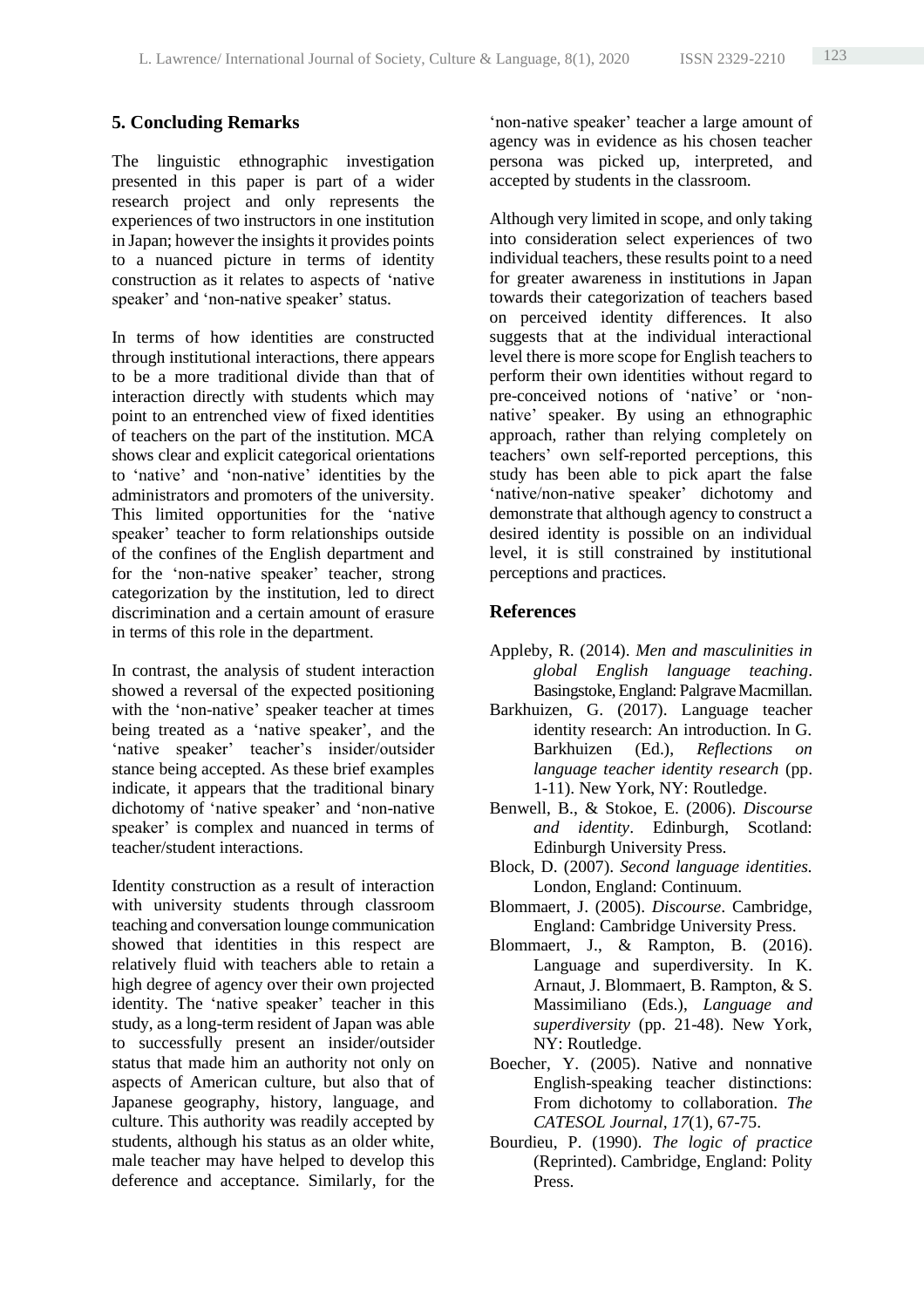## 5. Concluding Remarks

The linguistic ethnographic investigation presented in this paper is part of a wider research project and only represents the experiences of two instructors in one institution in Japan; however the insights it provides points to a nuanced picture in terms of identity construction as it relates to aspects of 'native speaker' and 'non-native speaker' status.

In terms of how identities are constructed through institutional interactions, there appears to be a more traditional divide than that of interaction directly with students which may point to an entrenched view of fixed identities of teachers on the part of the institution. MCA shows clear and explicit categorical orientations to 'native' and 'non-native' identities by the administrators and promoters of the university. This limited opportunities for the 'native speaker' teacher to form relationships outside of the confines of the English department and for the 'non-native speaker' teacher, strong categorization by the institution, led to direct discrimination and a certain amount of erasure in terms of this role in the department.

In contrast, the analysis of student interaction showed a reversal of the expected positioning with the 'non-native' speaker teacher at times being treated as a 'native speaker', and the 'native speaker' teacher's insider/outsider stance being accepted. As these brief examples indicate, it appears that the traditional binary dichotomy of 'native speaker' and 'non-native speaker' is complex and nuanced in terms of teacher/student interactions.

Identity construction as a result of interaction with university students through classroom teaching and conversation lounge communication showed that identities in this respect are relatively fluid with teachers able to retain a high degree of agency over their own projected identity. The 'native speaker' teacher in this study, as a long-term resident of Japan was able to successfully present an insider/outsider status that made him an authority not only on aspects of American culture, but also that of Japanese geography, history, language, and culture. This authority was readily accepted by students, although his status as an older white, male teacher may have helped to develop this deference and acceptance. Similarly, for the 'non-native speaker' teacher a large amount of agency was in evidence as his chosen teacher persona was picked up, interpreted, and accepted by students in the classroom.

Although very limited in scope, and only taking into consideration select experiences of two individual teachers, these results point to a need for greater awareness in institutions in Japan towards their categorization of teachers based on perceived identity differences. It also suggests that at the individual interactional level there is more scope for English teachers to perform their own identities without regard to pre-conceived notions of 'native' or 'non-native' speaker. By using an ethnographic approach, rather than relying completely on teachers' own self-reported perceptions, this study has been able to pick apart the false 'native/non-native speaker' dichotomy and demonstrate that although agency to construct a desired identity is possible on an individual level, it is still constrained by institutional perceptions and practices.

## References

Appleby, R. (2014). *Men and masculinities in global English language teaching*. Basingstoke, England: Palgrave Macmillan.

Barkhuizen, G. (2017). Language teacher identity research: An introduction. In G. Barkhuizen (Ed.), *Reflections on language teacher identity research* (pp. 1-11). New York, NY: Routledge.

Benwell, B., & Stokoe, E. (2006). *Discourse and identity*. Edinburgh, Scotland: Edinburgh University Press.

Block, D. (2007). *Second language identities.* London, England: Continuum.

Blommaert, J. (2005). *Discourse*. Cambridge, England: Cambridge University Press.

Blommaert, J., & Rampton, B. (2016). Language and superdiversity. In K. Arnaut, J. Blommaert, B. Rampton, & S. Massimiliano (Eds.), *Language and superdiversity* (pp. 21-48). New York, NY: Routledge.

Boecher, Y. (2005). Native and nonnative English-speaking teacher distinctions: From dichotomy to collaboration. *The CATESOL Journal*, *17*(1), 67-75.

Bourdieu, P. (1990). *The logic of practice* (Reprinted). Cambridge, England: Polity Press.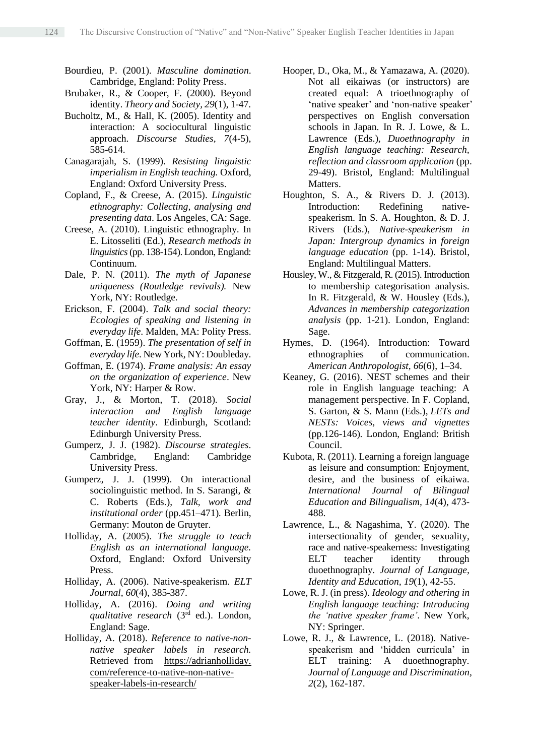Bourdieu, P. (2001). *Masculine domination*. Cambridge, England: Polity Press.

Brubaker, R., & Cooper, F. (2000). Beyond identity. *Theory and Society, 29*(1), 1-47.

Bucholtz, M., & Hall, K. (2005). Identity and interaction: A sociocultural linguistic approach. *Discourse Studies, 7*(4-5), 585-614.

Canagarajah, S. (1999). *Resisting linguistic imperialism in English teaching.* Oxford, England: Oxford University Press.

Copland, F., & Creese, A. (2015). *Linguistic ethnography: Collecting, analysing and presenting data*. Los Angeles, CA: Sage.

Creese, A. (2010). Linguistic ethnography. In E. Litosseliti (Ed.), *Research methods in linguistics* (pp. 138-154). London, England: Continuum.

Dale, P. N. (2011). *The myth of Japanese uniqueness (Routledge revivals).* New York, NY: Routledge.

Erickson, F. (2004). *Talk and social theory: Ecologies of speaking and listening in everyday life*. Malden, MA: Polity Press.

Goffman, E. (1959). *The presentation of self in everyday life*. New York, NY: Doubleday.

Goffman, E. (1974). *Frame analysis: An essay on the organization of experience*. New York, NY: Harper & Row.

Gray, J., & Morton, T. (2018). *Social interaction and English language teacher identity*. Edinburgh, Scotland: Edinburgh University Press.

Gumperz, J. J. (1982). *Discourse strategies*. Cambridge, England: Cambridge University Press.

Gumperz, J. J. (1999). On interactional sociolinguistic method. In S. Sarangi, & C. Roberts (Eds.), *Talk, work and institutional order* (pp.451–471). Berlin, Germany: Mouton de Gruyter.

Holliday, A. (2005). *The struggle to teach English as an international language.* Oxford, England: Oxford University Press.

Holliday, A. (2006). Native-speakerism. *ELT Journal, 60*(4), 385-387.

Holliday, A. (2016). *Doing and writing qualitative research* (3rd ed.). London, England: Sage.

Holliday, A. (2018). *Reference to native-non-native speaker labels in research.* Retrieved from https://adrianholliday.com/reference-to-native-non-native-speaker-labels-in-research/

Hooper, D., Oka, M., & Yamazawa, A. (2020). Not all eikaiwas (or instructors) are created equal: A trioethnography of 'native speaker' and 'non-native speaker' perspectives on English conversation schools in Japan. In R. J. Lowe, & L. Lawrence (Eds.), *Duoethnography in English language teaching: Research, reflection and classroom application* (pp. 29-49). Bristol, England: Multilingual Matters.

Houghton, S. A., & Rivers D. J. (2013). Introduction: Redefining native-speakerism. In S. A. Houghton, & D. J. Rivers (Eds.), *Native-speakerism in Japan: Intergroup dynamics in foreign language education* (pp. 1-14). Bristol, England: Multilingual Matters.

Housley, W., & Fitzgerald, R. (2015). Introduction to membership categorisation analysis. In R. Fitzgerald, & W. Housley (Eds.), *Advances in membership categorization analysis* (pp. 1-21). London, England: Sage.

Hymes, D. (1964). Introduction: Toward ethnographies of communication. *American Anthropologist, 66*(6), 1–34.

Keaney, G. (2016). NEST schemes and their role in English language teaching: A management perspective. In F. Copland, S. Garton, & S. Mann (Eds.), *LETs and NESTs: Voices, views and vignettes* (pp.126-146). London, England: British Council.

Kubota, R. (2011). Learning a foreign language as leisure and consumption: Enjoyment, desire, and the business of eikaiwa. *International Journal of Bilingual Education and Bilingualism, 14*(4), 473-488.

Lawrence, L., & Nagashima, Y. (2020). The intersectionality of gender, sexuality, race and native-speakerness: Investigating ELT teacher identity through duoethnography. *Journal of Language, Identity and Education, 19*(1), 42-55.

Lowe, R. J. (in press). *Ideology and othering in English language teaching: Introducing the 'native speaker frame'*. New York, NY: Springer.

Lowe, R. J., & Lawrence, L. (2018). Native-speakerism and 'hidden curricula' in ELT training: A duoethnography. *Journal of Language and Discrimination, 2*(2), 162-187.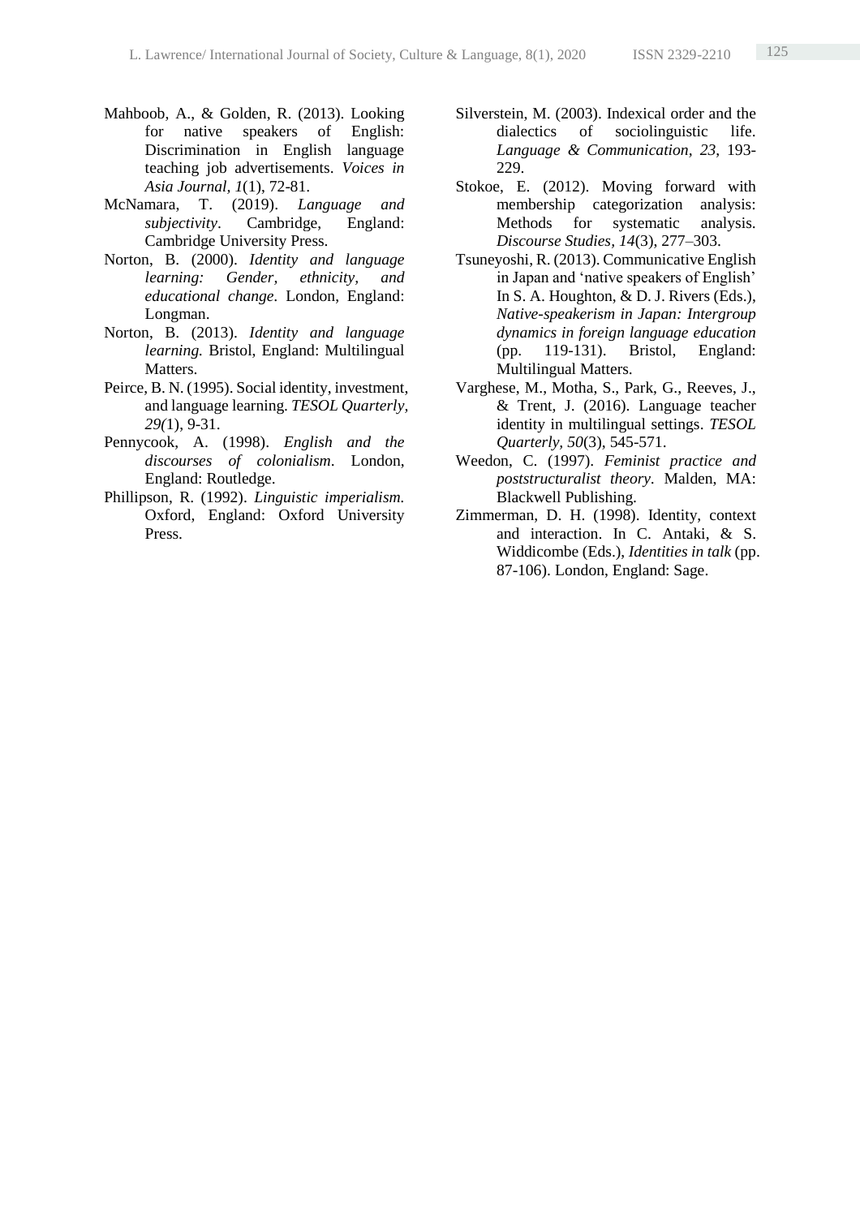Mahboob, A., & Golden, R. (2013). Looking for native speakers of English: Discrimination in English language teaching job advertisements. *Voices in Asia Journal, 1*(1), 72-81.

McNamara, T. (2019). *Language and subjectivity*. Cambridge, England: Cambridge University Press.

Norton, B. (2000). *Identity and language learning: Gender, ethnicity, and educational change*. London, England: Longman.

Norton, B. (2013). *Identity and language learning.* Bristol, England: Multilingual Matters.

Peirce, B. N. (1995). Social identity, investment, and language learning. *TESOL Quarterly*, *29(*1), 9-31.

Pennycook, A. (1998). *English and the discourses of colonialism*. London, England: Routledge.

Phillipson, R. (1992). *Linguistic imperialism.* Oxford, England: Oxford University Press.

Silverstein, M. (2003). Indexical order and the dialectics of sociolinguistic life. *Language & Communication*, *23*, 193-229.

Stokoe, E. (2012). Moving forward with membership categorization analysis: Methods for systematic analysis. *Discourse Studies, 14*(3), 277–303.

Tsuneyoshi, R. (2013). Communicative English in Japan and 'native speakers of English' In S. A. Houghton, & D. J. Rivers (Eds.), *Native-speakerism in Japan: Intergroup dynamics in foreign language education* (pp. 119-131). Bristol, England: Multilingual Matters.

Varghese, M., Motha, S., Park, G., Reeves, J., & Trent, J. (2016). Language teacher identity in multilingual settings. *TESOL Quarterly, 50*(3), 545-571.

Weedon, C. (1997). *Feminist practice and poststructuralist theory*. Malden, MA: Blackwell Publishing.

Zimmerman, D. H. (1998). Identity, context and interaction. In C. Antaki, & S. Widdicombe (Eds.), *Identities in talk* (pp. 87-106). London, England: Sage.